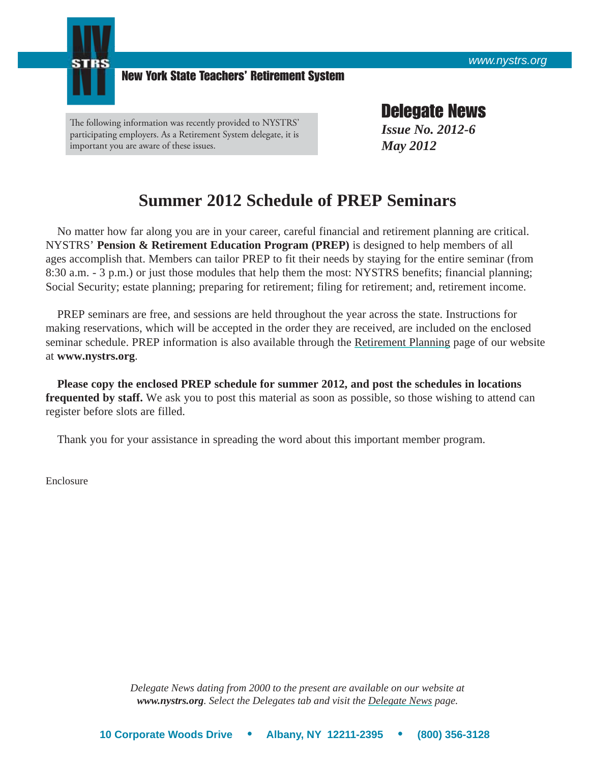www.nystrs.org

**STRS**

New York State Teachers' Retirement System

The following information was recently provided to NYSTRS' participating employers. As a Retirement System delegate, it is important you are aware of these issues.

# Delegate News

***Issue No. 2012-6***
***May 2012***

## Summer 2012 Schedule of PREP Seminars

No matter how far along you are in your career, careful financial and retirement planning are critical. NYSTRS' **Pension & Retirement Education Program (PREP)** is designed to help members of all ages accomplish that. Members can tailor PREP to fit their needs by staying for the entire seminar (from 8:30 a.m. - 3 p.m.) or just those modules that help them the most: NYSTRS benefits; financial planning; Social Security; estate planning; preparing for retirement; filing for retirement; and, retirement income.

PREP seminars are free, and sessions are held throughout the year across the state. Instructions for making reservations, which will be accepted in the order they are received, are included on the enclosed seminar schedule. PREP information is also available through the Retirement Planning page of our website at **www.nystrs.org**.

**Please copy the enclosed PREP schedule for summer 2012, and post the schedules in locations frequented by staff.** We ask you to post this material as soon as possible, so those wishing to attend can register before slots are filled.

Thank you for your assistance in spreading the word about this important member program.

Enclosure

*Delegate News dating from 2000 to the present are available on our website at **www.nystrs.org**. Select the Delegates tab and visit the Delegate News page.*

10 Corporate Woods Drive • Albany, NY 12211-2395 • (800) 356-3128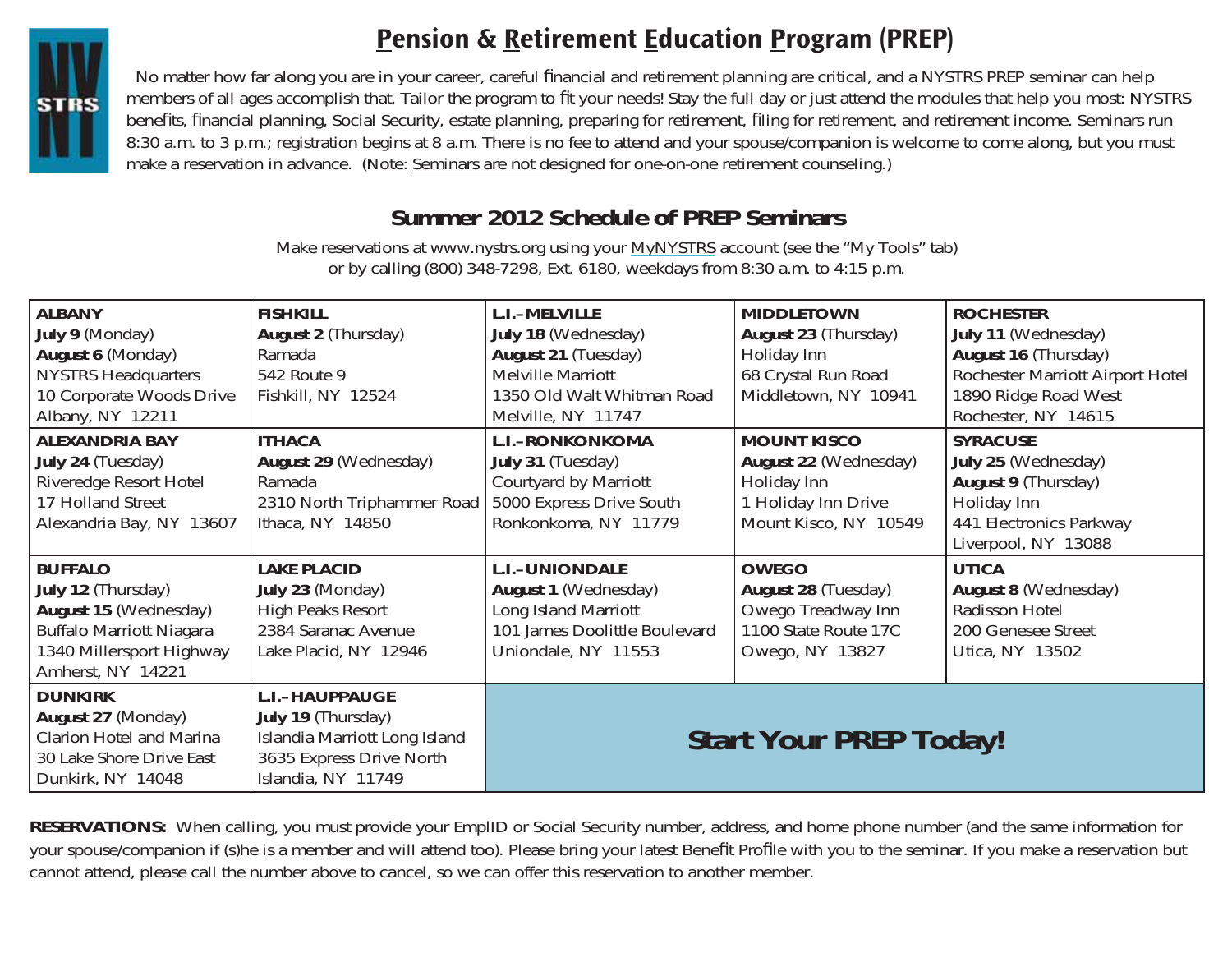# Pension & Retirement Education Program (PREP)

No matter how far along you are in your career, careful financial and retirement planning are critical, and a NYSTRS PREP seminar can help members of all ages accomplish that. Tailor the program to fit your needs! Stay the full day or just attend the modules that help you most: NYSTRS benefits, financial planning, Social Security, estate planning, preparing for retirement, filing for retirement, and retirement income. Seminars run 8:30 a.m. to 3 p.m.; registration begins at 8 a.m. There is no fee to attend and your spouse/companion is welcome to come along, but you must make a reservation in advance. (Note: Seminars are not designed for one-on-one retirement counseling.)

## Summer 2012 Schedule of PREP Seminars

Make reservations at www.nystrs.org using your MyNYSTRS account (see the "My Tools" tab) or by calling (800) 348-7298, Ext. 6180, weekdays from 8:30 a.m. to 4:15 p.m.

| | | | | |
|---|---|---|---|---|
| **ALBANY**<br>**July 9** (Monday)<br>**August 6** (Monday)<br>NYSTRS Headquarters<br>10 Corporate Woods Drive<br>Albany, NY 12211 | **FISHKILL**<br>**August 2** (Thursday)<br>Ramada<br>542 Route 9<br>Fishkill, NY 12524 | **L.I.–MELVILLE**<br>**July 18** (Wednesday)<br>**August 21** (Tuesday)<br>Melville Marriott<br>1350 Old Walt Whitman Road<br>Melville, NY 11747 | **MIDDLETOWN**<br>**August 23** (Thursday)<br>Holiday Inn<br>68 Crystal Run Road<br>Middletown, NY 10941 | **ROCHESTER**<br>**July 11** (Wednesday)<br>**August 16** (Thursday)<br>Rochester Marriott Airport Hotel<br>1890 Ridge Road West<br>Rochester, NY 14615 |
| **ALEXANDRIA BAY**<br>**July 24** (Tuesday)<br>Riveredge Resort Hotel<br>17 Holland Street<br>Alexandria Bay, NY 13607 | **ITHACA**<br>**August 29** (Wednesday)<br>Ramada<br>2310 North Triphammer Road<br>Ithaca, NY 14850 | **L.I.–RONKONKOMA**<br>**July 31** (Tuesday)<br>Courtyard by Marriott<br>5000 Express Drive South<br>Ronkonkoma, NY 11779 | **MOUNT KISCO**<br>**August 22** (Wednesday)<br>Holiday Inn<br>1 Holiday Inn Drive<br>Mount Kisco, NY 10549 | **SYRACUSE**<br>**July 25** (Wednesday)<br>**August 9** (Thursday)<br>Holiday Inn<br>441 Electronics Parkway<br>Liverpool, NY 13088 |
| **BUFFALO**<br>**July 12** (Thursday)<br>**August 15** (Wednesday)<br>Buffalo Marriott Niagara<br>1340 Millersport Highway<br>Amherst, NY 14221 | **LAKE PLACID**<br>**July 23** (Monday)<br>High Peaks Resort<br>2384 Saranac Avenue<br>Lake Placid, NY 12946 | **L.I.–UNIONDALE**<br>**August 1** (Wednesday)<br>Long Island Marriott<br>101 James Doolittle Boulevard<br>Uniondale, NY 11553 | **OWEGO**<br>**August 28** (Tuesday)<br>Owego Treadway Inn<br>1100 State Route 17C<br>Owego, NY 13827 | **UTICA**<br>**August 8** (Wednesday)<br>Radisson Hotel<br>200 Genesee Street<br>Utica, NY 13502 |
| **DUNKIRK**<br>**August 27** (Monday)<br>Clarion Hotel and Marina<br>30 Lake Shore Drive East<br>Dunkirk, NY 14048 | **L.I.–HAUPPAUGE**<br>**July 19** (Thursday)<br>Islandia Marriott Long Island<br>3635 Express Drive North<br>Islandia, NY 11749 | **Start Your PREP Today!** | | |

**RESERVATIONS:** When calling, you must provide your EmplID or Social Security number, address, and home phone number (and the same information for your spouse/companion if (s)he is a member and will attend too). Please bring your latest Benefit Profile with you to the seminar. If you make a reservation but cannot attend, please call the number above to cancel, so we can offer this reservation to another member.